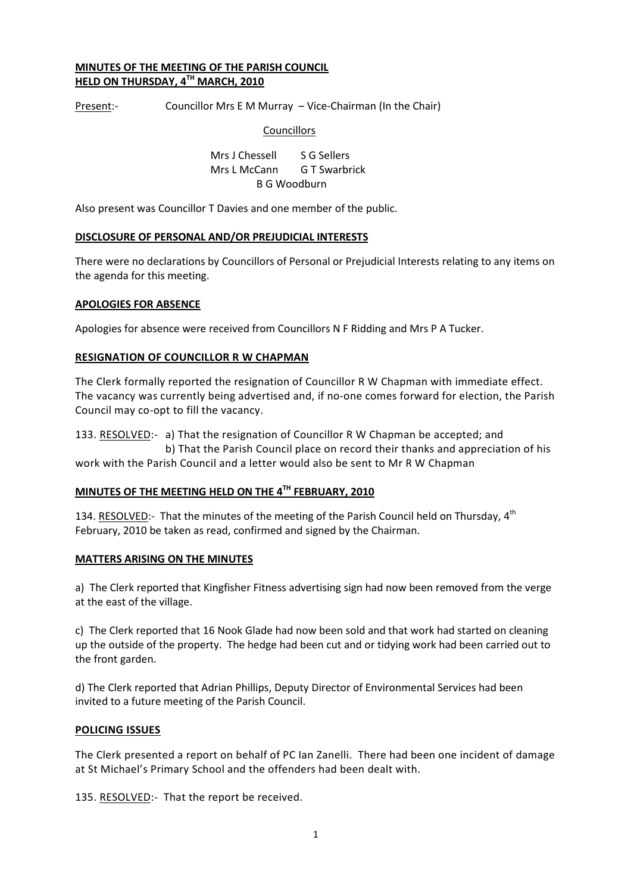**MINUTES OF THE MEETING OF THE PARISH COUNCIL**
**HELD ON THURSDAY, 4TH MARCH, 2010**

Present:- Councillor Mrs E M Murray – Vice-Chairman (In the Chair)

Councillors

Mrs J Chessell S G Sellers
Mrs L McCann G T Swarbrick
B G Woodburn

Also present was Councillor T Davies and one member of the public.

**DISCLOSURE OF PERSONAL AND/OR PREJUDICIAL INTERESTS**

There were no declarations by Councillors of Personal or Prejudicial Interests relating to any items on the agenda for this meeting.

**APOLOGIES FOR ABSENCE**

Apologies for absence were received from Councillors N F Ridding and Mrs P A Tucker.

**RESIGNATION OF COUNCILLOR R W CHAPMAN**

The Clerk formally reported the resignation of Councillor R W Chapman with immediate effect. The vacancy was currently being advertised and, if no-one comes forward for election, the Parish Council may co-opt to fill the vacancy.

133. RESOLVED:- a) That the resignation of Councillor R W Chapman be accepted; and
b) That the Parish Council place on record their thanks and appreciation of his work with the Parish Council and a letter would also be sent to Mr R W Chapman

**MINUTES OF THE MEETING HELD ON THE 4TH FEBRUARY, 2010**

134. RESOLVED:- That the minutes of the meeting of the Parish Council held on Thursday, 4th February, 2010 be taken as read, confirmed and signed by the Chairman.

**MATTERS ARISING ON THE MINUTES**

a) The Clerk reported that Kingfisher Fitness advertising sign had now been removed from the verge at the east of the village.

c) The Clerk reported that 16 Nook Glade had now been sold and that work had started on cleaning up the outside of the property. The hedge had been cut and or tidying work had been carried out to the front garden.

d) The Clerk reported that Adrian Phillips, Deputy Director of Environmental Services had been invited to a future meeting of the Parish Council.

**POLICING ISSUES**

The Clerk presented a report on behalf of PC Ian Zanelli. There had been one incident of damage at St Michael's Primary School and the offenders had been dealt with.

135. RESOLVED:- That the report be received.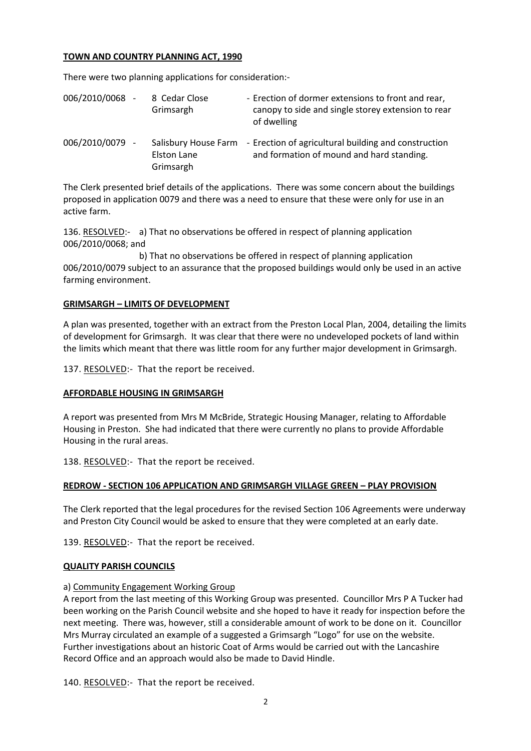**TOWN AND COUNTRY PLANNING ACT, 1990**

There were two planning applications for consideration:-

| | | |
|---|---|---|
| 006/2010/0068 - | 8 Cedar Close Grimsargh | - Erection of dormer extensions to front and rear, canopy to side and single storey extension to rear of dwelling |
| 006/2010/0079 - | Salisbury House Farm Elston Lane Grimsargh | - Erection of agricultural building and construction and formation of mound and hard standing. |

The Clerk presented brief details of the applications. There was some concern about the buildings proposed in application 0079 and there was a need to ensure that these were only for use in an active farm.

136. RESOLVED:- a) That no observations be offered in respect of planning application 006/2010/0068; and

b) That no observations be offered in respect of planning application 006/2010/0079 subject to an assurance that the proposed buildings would only be used in an active farming environment.

**GRIMSARGH – LIMITS OF DEVELOPMENT**

A plan was presented, together with an extract from the Preston Local Plan, 2004, detailing the limits of development for Grimsargh. It was clear that there were no undeveloped pockets of land within the limits which meant that there was little room for any further major development in Grimsargh.

137. RESOLVED:- That the report be received.

**AFFORDABLE HOUSING IN GRIMSARGH**

A report was presented from Mrs M McBride, Strategic Housing Manager, relating to Affordable Housing in Preston. She had indicated that there were currently no plans to provide Affordable Housing in the rural areas.

138. RESOLVED:- That the report be received.

**REDROW - SECTION 106 APPLICATION AND GRIMSARGH VILLAGE GREEN – PLAY PROVISION**

The Clerk reported that the legal procedures for the revised Section 106 Agreements were underway and Preston City Council would be asked to ensure that they were completed at an early date.

139. RESOLVED:- That the report be received.

**QUALITY PARISH COUNCILS**

a) Community Engagement Working Group

A report from the last meeting of this Working Group was presented. Councillor Mrs P A Tucker had been working on the Parish Council website and she hoped to have it ready for inspection before the next meeting. There was, however, still a considerable amount of work to be done on it. Councillor Mrs Murray circulated an example of a suggested a Grimsargh "Logo" for use on the website. Further investigations about an historic Coat of Arms would be carried out with the Lancashire Record Office and an approach would also be made to David Hindle.

140. RESOLVED:- That the report be received.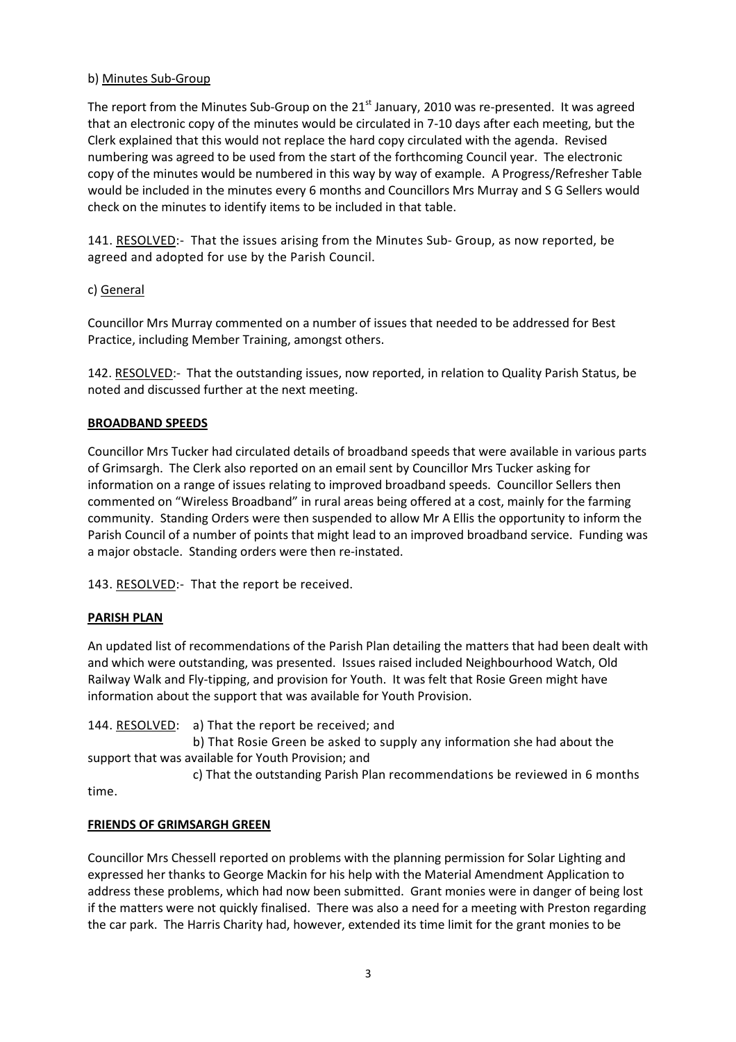b) Minutes Sub-Group

The report from the Minutes Sub-Group on the 21st January, 2010 was re-presented. It was agreed that an electronic copy of the minutes would be circulated in 7-10 days after each meeting, but the Clerk explained that this would not replace the hard copy circulated with the agenda. Revised numbering was agreed to be used from the start of the forthcoming Council year. The electronic copy of the minutes would be numbered in this way by way of example. A Progress/Refresher Table would be included in the minutes every 6 months and Councillors Mrs Murray and S G Sellers would check on the minutes to identify items to be included in that table.

141. RESOLVED:- That the issues arising from the Minutes Sub- Group, as now reported, be agreed and adopted for use by the Parish Council.

c) General

Councillor Mrs Murray commented on a number of issues that needed to be addressed for Best Practice, including Member Training, amongst others.

142. RESOLVED:- That the outstanding issues, now reported, in relation to Quality Parish Status, be noted and discussed further at the next meeting.

**BROADBAND SPEEDS**

Councillor Mrs Tucker had circulated details of broadband speeds that were available in various parts of Grimsargh. The Clerk also reported on an email sent by Councillor Mrs Tucker asking for information on a range of issues relating to improved broadband speeds. Councillor Sellers then commented on "Wireless Broadband" in rural areas being offered at a cost, mainly for the farming community. Standing Orders were then suspended to allow Mr A Ellis the opportunity to inform the Parish Council of a number of points that might lead to an improved broadband service. Funding was a major obstacle. Standing orders were then re-instated.

143. RESOLVED:- That the report be received.

**PARISH PLAN**

An updated list of recommendations of the Parish Plan detailing the matters that had been dealt with and which were outstanding, was presented. Issues raised included Neighbourhood Watch, Old Railway Walk and Fly-tipping, and provision for Youth. It was felt that Rosie Green might have information about the support that was available for Youth Provision.

144. RESOLVED: a) That the report be received; and

b) That Rosie Green be asked to supply any information she had about the support that was available for Youth Provision; and

c) That the outstanding Parish Plan recommendations be reviewed in 6 months time.

**FRIENDS OF GRIMSARGH GREEN**

Councillor Mrs Chessell reported on problems with the planning permission for Solar Lighting and expressed her thanks to George Mackin for his help with the Material Amendment Application to address these problems, which had now been submitted. Grant monies were in danger of being lost if the matters were not quickly finalised. There was also a need for a meeting with Preston regarding the car park. The Harris Charity had, however, extended its time limit for the grant monies to be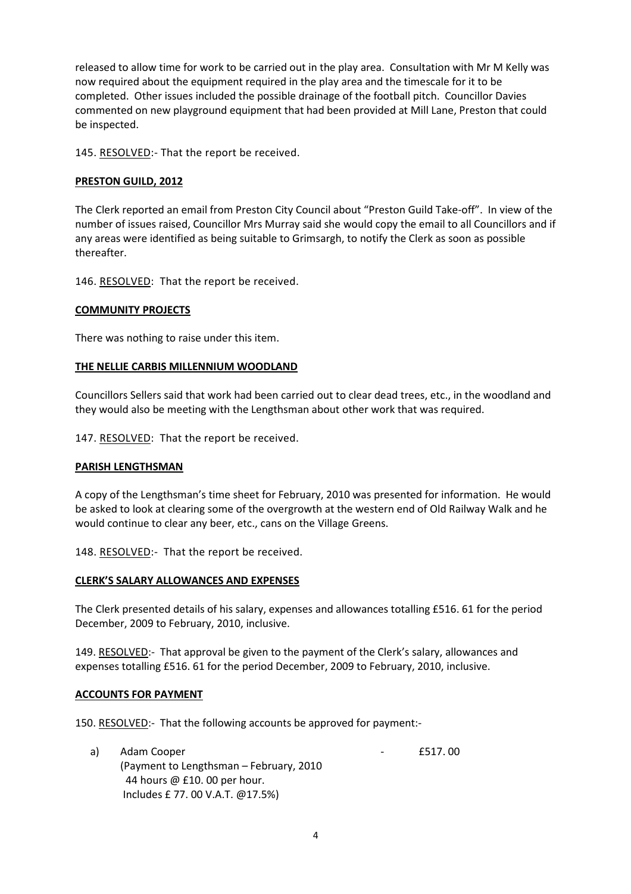released to allow time for work to be carried out in the play area. Consultation with Mr M Kelly was now required about the equipment required in the play area and the timescale for it to be completed. Other issues included the possible drainage of the football pitch. Councillor Davies commented on new playground equipment that had been provided at Mill Lane, Preston that could be inspected.

145. RESOLVED:- That the report be received.

**PRESTON GUILD, 2012**

The Clerk reported an email from Preston City Council about "Preston Guild Take-off". In view of the number of issues raised, Councillor Mrs Murray said she would copy the email to all Councillors and if any areas were identified as being suitable to Grimsargh, to notify the Clerk as soon as possible thereafter.

146. RESOLVED: That the report be received.

**COMMUNITY PROJECTS**

There was nothing to raise under this item.

**THE NELLIE CARBIS MILLENNIUM WOODLAND**

Councillors Sellers said that work had been carried out to clear dead trees, etc., in the woodland and they would also be meeting with the Lengthsman about other work that was required.

147. RESOLVED: That the report be received.

**PARISH LENGTHSMAN**

A copy of the Lengthsman's time sheet for February, 2010 was presented for information. He would be asked to look at clearing some of the overgrowth at the western end of Old Railway Walk and he would continue to clear any beer, etc., cans on the Village Greens.

148. RESOLVED:- That the report be received.

**CLERK'S SALARY ALLOWANCES AND EXPENSES**

The Clerk presented details of his salary, expenses and allowances totalling £516. 61 for the period December, 2009 to February, 2010, inclusive.

149. RESOLVED:- That approval be given to the payment of the Clerk's salary, allowances and expenses totalling £516. 61 for the period December, 2009 to February, 2010, inclusive.

**ACCOUNTS FOR PAYMENT**

150. RESOLVED:- That the following accounts be approved for payment:-

a) Adam Cooper - £517. 00
(Payment to Lengthsman – February, 2010
44 hours @ £10. 00 per hour.
Includes £ 77. 00 V.A.T. @17.5%)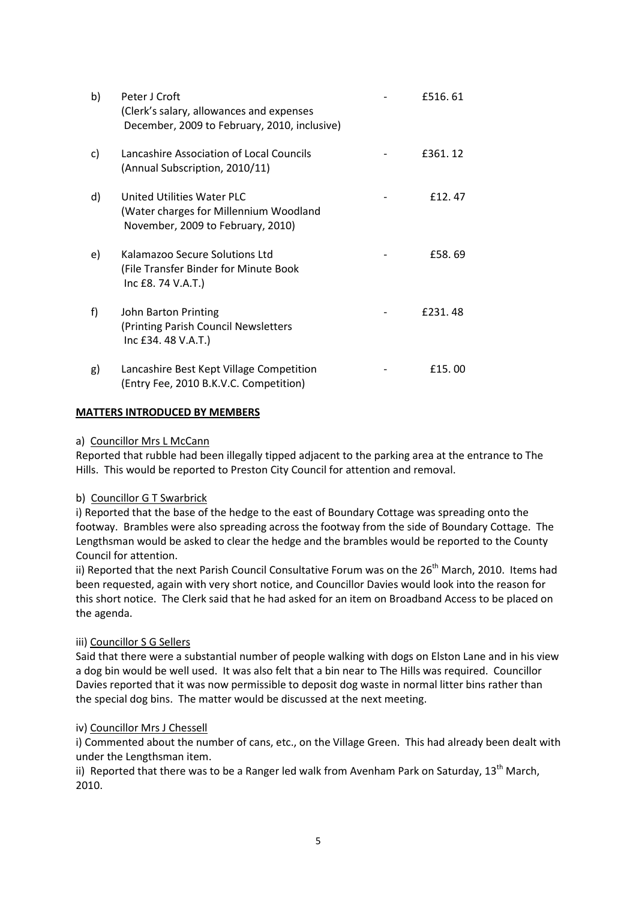| | | | |
|---|---|---|---|
| b) | Peter J Croft<br>(Clerk's salary, allowances and expenses<br>December, 2009 to February, 2010, inclusive) | - | £516. 61 |
| c) | Lancashire Association of Local Councils<br>(Annual Subscription, 2010/11) | - | £361. 12 |
| d) | United Utilities Water PLC<br>(Water charges for Millennium Woodland<br>November, 2009 to February, 2010) | - | £12. 47 |
| e) | Kalamazoo Secure Solutions Ltd<br>(File Transfer Binder for Minute Book<br>Inc £8. 74 V.A.T.) | - | £58. 69 |
| f) | John Barton Printing<br>(Printing Parish Council Newsletters<br>Inc £34. 48 V.A.T.) | - | £231. 48 |
| g) | Lancashire Best Kept Village Competition<br>(Entry Fee, 2010 B.K.V.C. Competition) | - | £15. 00 |

**MATTERS INTRODUCED BY MEMBERS**

a) Councillor Mrs L McCann

Reported that rubble had been illegally tipped adjacent to the parking area at the entrance to The Hills. This would be reported to Preston City Council for attention and removal.

b) Councillor G T Swarbrick

i) Reported that the base of the hedge to the east of Boundary Cottage was spreading onto the footway. Brambles were also spreading across the footway from the side of Boundary Cottage. The Lengthsman would be asked to clear the hedge and the brambles would be reported to the County Council for attention.

ii) Reported that the next Parish Council Consultative Forum was on the 26th March, 2010. Items had been requested, again with very short notice, and Councillor Davies would look into the reason for this short notice. The Clerk said that he had asked for an item on Broadband Access to be placed on the agenda.

iii) Councillor S G Sellers

Said that there were a substantial number of people walking with dogs on Elston Lane and in his view a dog bin would be well used. It was also felt that a bin near to The Hills was required. Councillor Davies reported that it was now permissible to deposit dog waste in normal litter bins rather than the special dog bins. The matter would be discussed at the next meeting.

iv) Councillor Mrs J Chessell

i) Commented about the number of cans, etc., on the Village Green. This had already been dealt with under the Lengthsman item.

ii) Reported that there was to be a Ranger led walk from Avenham Park on Saturday, 13th March, 2010.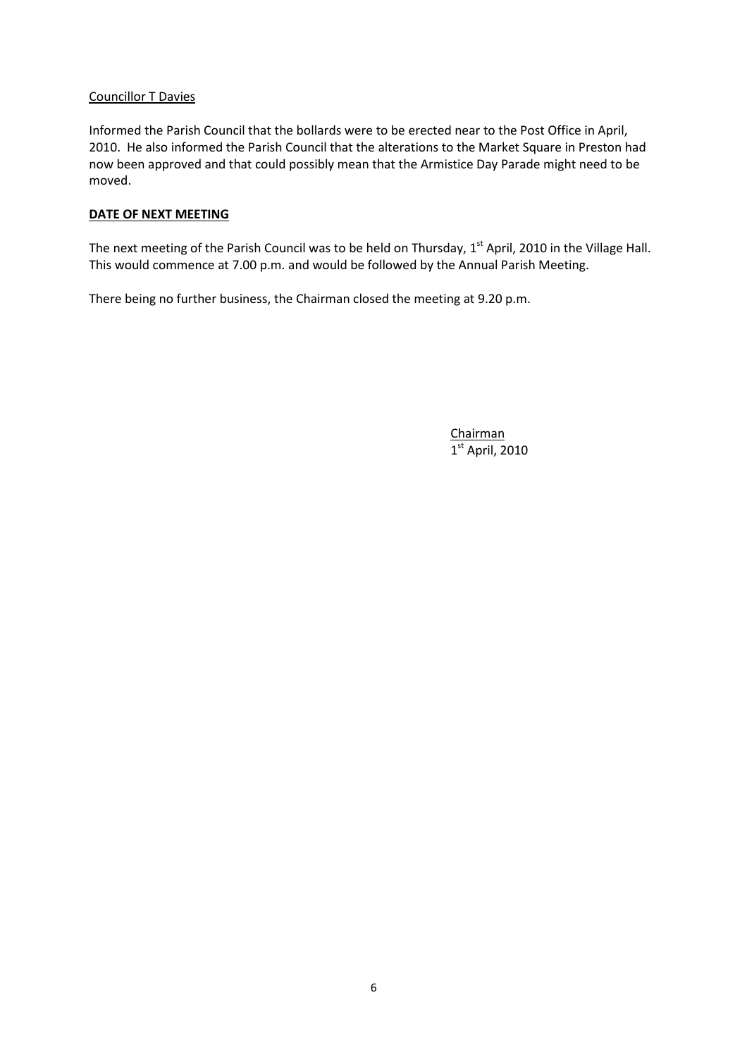Councillor T Davies

Informed the Parish Council that the bollards were to be erected near to the Post Office in April, 2010. He also informed the Parish Council that the alterations to the Market Square in Preston had now been approved and that could possibly mean that the Armistice Day Parade might need to be moved.

**DATE OF NEXT MEETING**

The next meeting of the Parish Council was to be held on Thursday, 1st April, 2010 in the Village Hall. This would commence at 7.00 p.m. and would be followed by the Annual Parish Meeting.

There being no further business, the Chairman closed the meeting at 9.20 p.m.

Chairman
1st April, 2010